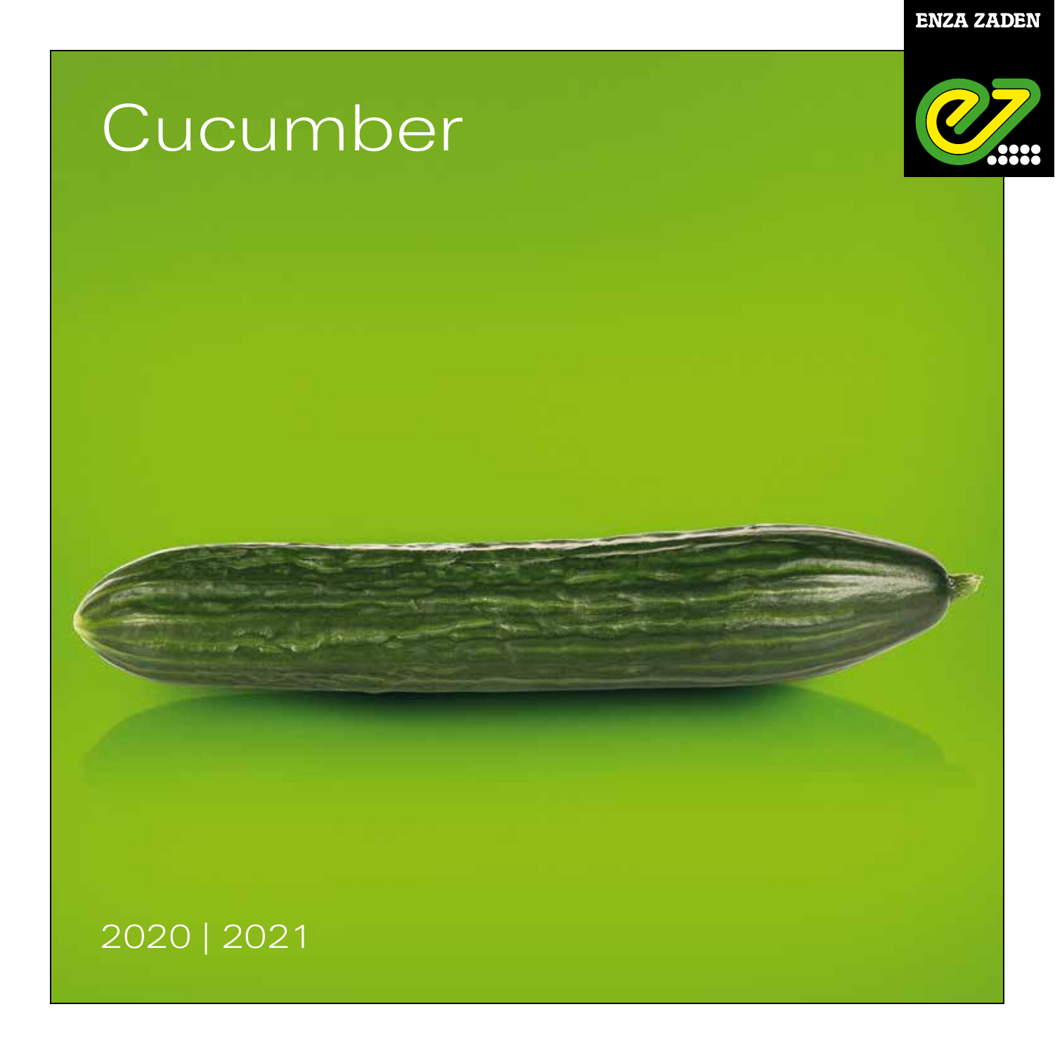ENZA ZADEN

# Cucumber

2020 | 2021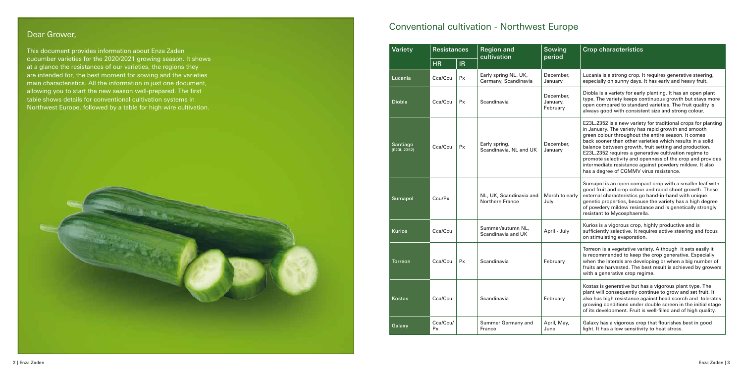## Dear Grower,

This document provides information about Enza Zaden cucumber varieties for the 2020/2021 growing season. It shows at a glance the resistances of our varieties, the regions they are intended for, the best moment for sowing and the varieties main characteristics. All the information in just one document, allowing you to start the new season well-prepared. The first table shows details for conventional cultivation systems in Northwest Europe, followed by a table for high wire cultivation.

## Conventional cultivation - Northwest Europe

| Variety | Resistances | | Region and cultivation | Sowing period | Crop characteristics |
|---|---|---|---|---|---|
| | HR | IR | | | |
| Lucania | Cca/Ccu | Px | Early spring NL, UK, Germany, Scandinavia | December, January | Lucania is a strong crop. It requires generative steering, especially on sunny days. It has early and heavy fruit. |
| Diobla | Cca/Ccu | Px | Scandinavia | December, January, February | Diobla is a variety for early planting. It has an open plant type. The variety keeps continuous growth but stays more open compared to standard varieties. The fruit quality is always good with consistent size and strong colour. |
| Santiago (E23L.2352) | Cca/Ccu | Px | Early spring, Scandinavia, NL and UK | December, January | E23L.2352 is a new variety for traditional crops for planting in January. The variety has rapid growth and smooth green colour throughout the entire season. It comes back sooner than other varieties which results in a solid balance between growth, fruit setting and production. E23L.2352 requires a generative cultivation regime to promote selectivity and openness of the crop and provides intermediate resistance against powdery mildew. It also has a degree of CGMMV virus resistance. |
| Sumapol | Ccu/Px | | NL, UK, Scandinavia and Northern France | March to early July | Sumapol is an open compact crop with a smaller leaf with good fruit and crop colour and rapid shoot growth. These external characteristics go hand-in-hand with unique genetic properties, because the variety has a high degree of powdery mildew resistance and is genetically strongly resistant to Mycosphaerella. |
| Kurios | Cca/Ccu | | Summer/autumn NL, Scandinavia and UK | April - July | Kurios is a vigorous crop, highly productive and is sufficiently selective. It requires active steering and focus on stimulating evaporation. |
| Torreon | Cca/Ccu | Px | Scandinavia | February | Torreon is a vegetative variety. Although it sets easily it is recommended to keep the crop generative. Especially when the laterals are developing or when a big number of fruits are harvested. The best result is achieved by growers with a generative crop regime. |
| Kostas | Cca/Ccu | | Scandinavia | February | Kostas is generative but has a vigorous plant type. The plant will consequently continue to grow and set fruit. It also has high resistance against head scorch and tolerates growing conditions under double screen in the initial stage of its development. Fruit is well-filled and of high quality. |
| Galaxy | Cca/Ccu/Px | | Summer Germany and France | April, May, June | Galaxy has a vigorous crop that flourishes best in good light. It has a low sensitivity to heat stress. |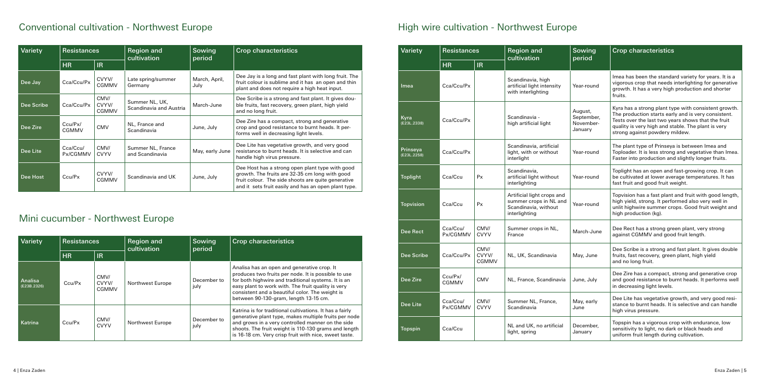## Conventional cultivation - Northwest Europe

| Variety | Resistances | | Region and cultivation | Sowing period | Crop characteristics |
|---|---|---|---|---|---|
| | HR | IR | | | |
| Dee Jay | Cca/Ccu/Px | CVYV/ CGMMV | Late spring/summer Germany | March, April, July | Dee Jay is a long and fast plant with long fruit. The fruit colour is sublime and it has an open and thin plant and does not require a high heat input. |
| Dee Scribe | Cca/Ccu/Px | CMV/ CVYV/ CGMMV | Summer NL, UK, Scandinavia and Austria | March-June | Dee Scribe is a strong and fast plant. It gives double fruits, fast recovery, green plant, high yield and no long fruit. |
| Dee Zire | Ccu/Px/ CGMMV | CMV | NL, France and Scandinavia | June, July | Dee Zire has a compact, strong and generative crop and good resistance to burnt heads. It performs well in decreasing light levels. |
| Dee Lite | Cca/Ccu/ Px/CGMMV | CMV/ CVYV | Summer NL, France and Scandinavia | May, early June | Dee Lite has vegetative growth, and very good resistance to burnt heads. It is selective and can handle high virus pressure. |
| Dee Host | Ccu/Px | CVYV/ CGMMV | Scandinavia and UK | June, July | Dee Host has a strong open plant type with good growth. The fruits are 32-35 cm long with good fruit colour. The side shoots are quite generative and it sets fruit easily and has an open plant type. |

## Mini cucumber - Northwest Europe

| Variety | Resistances | | Region and cultivation | Sowing period | Crop characteristics |
|---|---|---|---|---|---|
| | HR | IR | | | |
| Analisa (E23B.2326) | Ccu/Px | CMV/ CVYV/ CGMMV | Northwest Europe | December to july | Analisa has an open and generative crop. It produces two fruits per node. It is possible to use for both highwire and traditional systems. It is an easy plant to work with. The fruit quality is very consistent and a beautiful color. The weight is between 90-130-gram, length 13-15 cm. |
| Katrina | Ccu/Px | CMV/ CVYV | Northwest Europe | December to july | Katrina is for traditional cultivations. It has a fairly generative plant type, makes multiple fruits per node and grows in a very controlled manner on the side shoots. The fruit weight is 110-130 grams and length is 16-18 cm. Very crisp fruit with nice, sweet taste. |

## High wire cultivation - Northwest Europe

| Variety | Resistances | | Region and cultivation | Sowing period | Crop characteristics |
|---|---|---|---|---|---|
| | HR | IR | | | |
| Imea | Cca/Ccu/Px | | Scandinavia, high artificial light intensity with interlighting | Year-round | Imea has been the standard variety for years. It is a vigorous crop that needs interlighting for generative growth. It has a very high production and shorter fruits. |
| Kyra (E23L.2338) | Cca/Ccu/Px | | Scandinavia - high artificial light | August, September, November-January | Kyra has a strong plant type with consistent growth. The production starts early and is very consistent. Tests over the last two years shows that the fruit quality is very high and stable. The plant is very strong against powdery mildew. |
| Prinseya (E23L.2258) | Cca/Ccu/Px | | Scandinavia, artificial light, with or without interlight | Year-round | The plant type of Prinseya is between Imea and Toploader. It is less strong and vegetative than Imea. Faster into production and slightly longer fruits. |
| Toplight | Cca/Ccu | Px | Scandinavia, artificial light without interlighting | Year-round | Toplight has an open and fast-growing crop. It can be cultivated at lower average temperatures. It has fast fruit and good fruit weight. |
| Topvision | Cca/Ccu | Px | Artificial light crops and summer crops in NL and Scandinavia, without interlighting | Year-round | Topvision has a fast plant and fruit with good length, high yield, strong. It performed also very well in unlit highwire summer crops. Good fruit weight and high production (kg). |
| Dee Rect | Cca/Ccu/ Px/CGMMV | CMV/ CVYV | Summer crops in NL, France | March-June | Dee Rect has a strong green plant, very strong against CGMMV and good fruit length. |
| Dee Scribe | Cca/Ccu/Px | CMV/ CVYV/ CGMMV | NL, UK, Scandinavia | May, June | Dee Scribe is a strong and fast plant. It gives double fruits, fast recovery, green plant, high yield and no long fruit. |
| Dee Zire | Ccu/Px/ CGMMV | CMV | NL, France, Scandinavia | June, July | Dee Zire has a compact, strong and generative crop and good resistance to burnt heads. It performs well in decreasing light levels. |
| Dee Lite | Cca/Ccu/ Px/CGMMV | CMV/ CVYV | Summer NL, France, Scandinavia | May, early June | Dee Lite has vegetative growth, and very good resistance to burnt heads. It is selective and can handle high virus pressure. |
| Topspin | Cca/Ccu | | NL and UK, no artificial light, spring | December, January | Topspin has a vigorous crop with endurance, low sensitivity to light, no dark or black heads and uniform fruit length during cultivation. |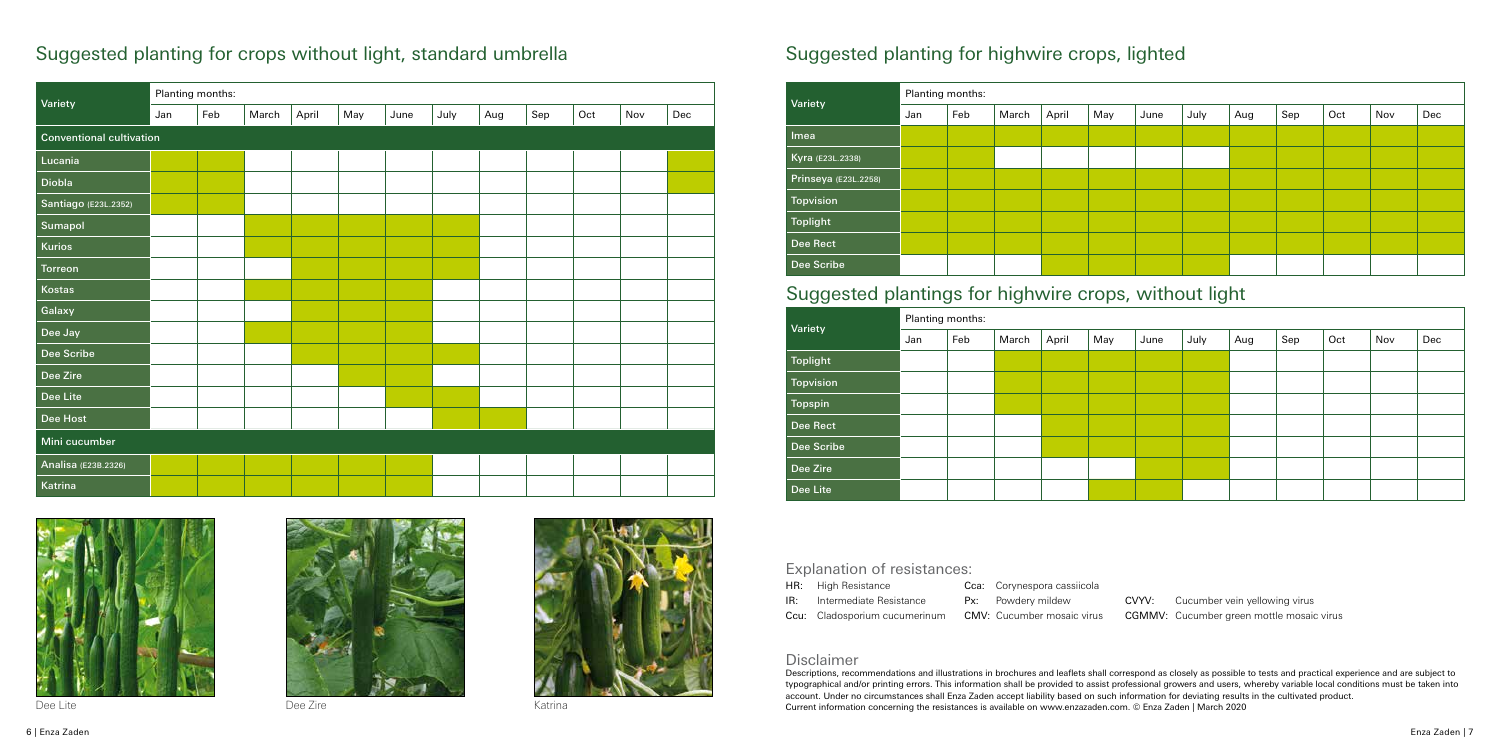## Suggested planting for crops without light, standard umbrella

| Variety | Planting months: | | | | | | | | | | | |
|---|---|---|---|---|---|---|---|---|---|---|---|---|
| | Jan | Feb | March | April | May | June | July | Aug | Sep | Oct | Nov | Dec |
| **Conventional cultivation** | | | | | | | | | | | | |
| Lucania | X | X | | | | | | | | | | X |
| Diobla | X | X | | | | | | | | | | X |
| Santiago (E23L.2352) | X | X | | | | | | | | | | |
| Sumapol | | | X | X | X | X | X | | | | | |
| Kurios | | | X | X | X | X | X | | | | | |
| Torreon | | | | X | X | X | X | | | | | |
| Kostas | | | X | X | X | X | | | | | | |
| Galaxy | | | | X | X | X | | | | | | |
| Dee Jay | | | X | X | X | X | | | | | | |
| Dee Scribe | | | | X | X | X | X | | | | | |
| Dee Zire | | | | | X | X | | | | | | |
| Dee Lite | | | | | | X | X | | | | | |
| Dee Host | | | | | | | X | X | | | | |
| **Mini cucumber** | | | | | | | | | | | | |
| Analisa (E23B.2326) | X | X | X | X | X | X | | | | | | |
| Katrina | X | X | X | X | X | X | | | | | | |

Dee Lite

Dee Zire

Katrina

## Suggested planting for highwire crops, lighted

| Variety | Planting months: | | | | | | | | | | | |
|---|---|---|---|---|---|---|---|---|---|---|---|---|
| | Jan | Feb | March | April | May | June | July | Aug | Sep | Oct | Nov | Dec |
| Imea | X | X | X | X | X | X | X | X | X | X | X | X |
| Kyra (E23L.2338) | X | X | | | | | | X | X | X | X | X |
| Prinseya (E23L.2258) | X | X | X | X | X | X | X | X | X | X | X | X |
| Topvision | X | X | X | X | X | X | X | X | X | X | X | X |
| Toplight | X | X | X | X | X | X | X | X | X | X | X | X |
| Dee Rect | X | X | X | X | X | X | X | X | X | X | X | X |
| Dee Scribe | | | | X | X | X | X | | | | | |

## Suggested plantings for highwire crops, without light

| Variety | Planting months: | | | | | | | | | | | |
|---|---|---|---|---|---|---|---|---|---|---|---|---|
| | Jan | Feb | March | April | May | June | July | Aug | Sep | Oct | Nov | Dec |
| Toplight | | | X | X | X | X | X | | | | | |
| Topvision | | | X | X | X | X | X | | | | | |
| Topspin | | | X | X | X | X | X | | | | | |
| Dee Rect | | | | X | X | X | X | | | | | |
| Dee Scribe | | | | X | X | X | X | | | | | |
| Dee Zire | | | | | | X | X | | | | | |
| Dee Lite | | | | X | X | X | | | | | | |

### Explanation of resistances:

- **HR:** High Resistance
- **IR:** Intermediate Resistance
- **Ccu:** Cladosporium cucumerinum
- **Cca:** Corynespora cassiicola
- **Px:** Powdery mildew
- **CMV:** Cucumber mosaic virus
- **CVYV:** Cucumber vein yellowing virus
- **CGMMV:** Cucumber green mottle mosaic virus

### Disclaimer

Descriptions, recommendations and illustrations in brochures and leaflets shall correspond as closely as possible to tests and practical experience and are subject to typographical and/or printing errors. This information shall be provided to assist professional growers and users, whereby variable local conditions must be taken into account. Under no circumstances shall Enza Zaden accept liability based on such information for deviating results in the cultivated product. Current information concerning the resistances is available on www.enzazaden.com. © Enza Zaden | March 2020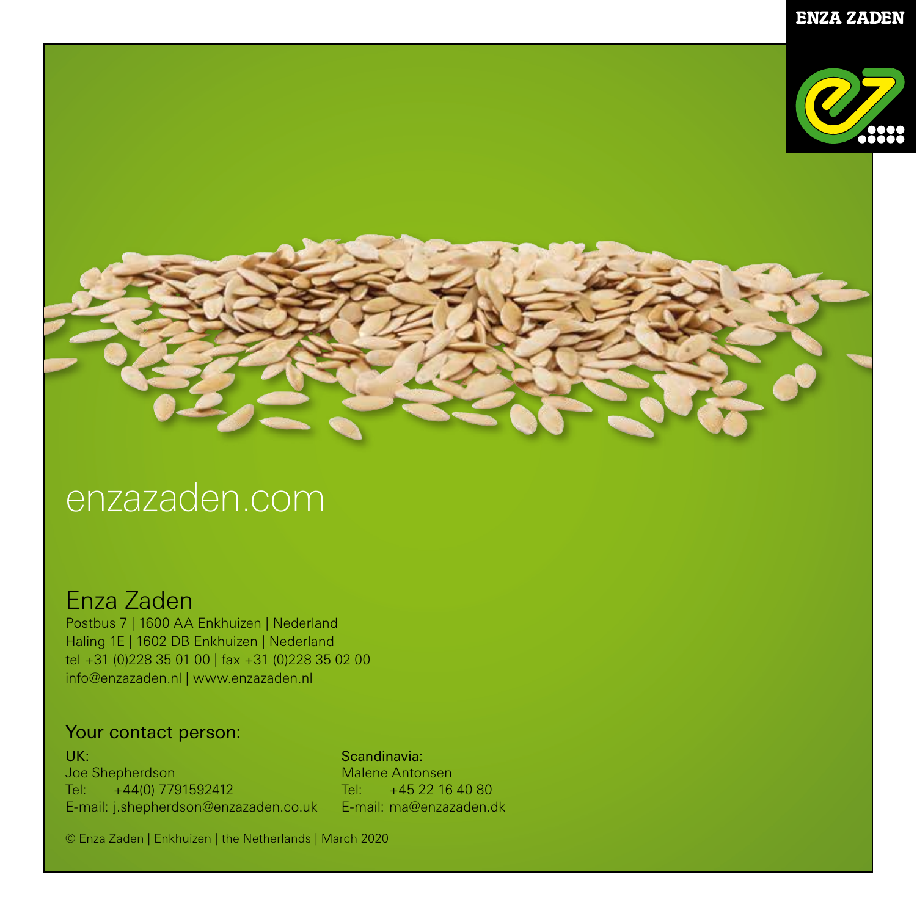ENZA ZADEN

enzazaden.com

## Enza Zaden

Postbus 7 | 1600 AA Enkhuizen | Nederland
Haling 1E | 1602 DB Enkhuizen | Nederland
tel +31 (0)228 35 01 00 | fax +31 (0)228 35 02 00
info@enzazaden.nl | www.enzazaden.nl

### Your contact person:

UK:
Joe Shepherdson
Tel: +44(0) 7791592412
E-mail: j.shepherdson@enzazaden.co.uk

Scandinavia:
Malene Antonsen
Tel: +45 22 16 40 80
E-mail: ma@enzazaden.dk

© Enza Zaden | Enkhuizen | the Netherlands | March 2020